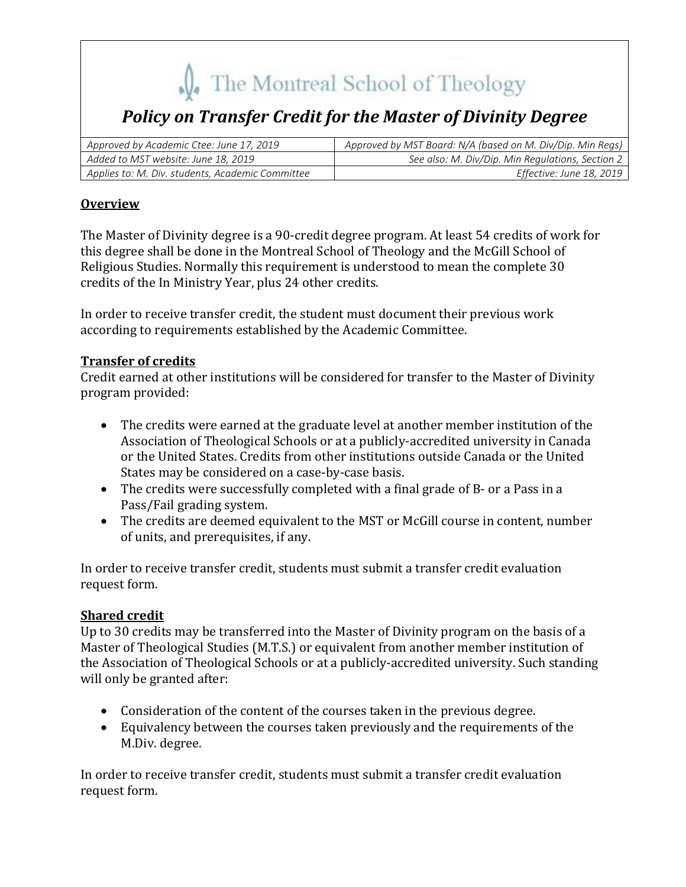The Montreal School of Theology

# *Policy on Transfer Credit for the Master of Divinity Degree*

| | |
|---|---|
| *Approved by Academic Ctee: June 17, 2019* | *Approved by MST Board: N/A (based on M. Div/Dip. Min Regs)* |
| *Added to MST website: June 18, 2019* | *See also: M. Div/Dip. Min Regulations, Section 2* |
| *Applies to: M. Div. students, Academic Committee* | *Effective: June 18, 2019* |

## **Overview**

The Master of Divinity degree is a 90-credit degree program. At least 54 credits of work for this degree shall be done in the Montreal School of Theology and the McGill School of Religious Studies. Normally this requirement is understood to mean the complete 30 credits of the In Ministry Year, plus 24 other credits.

In order to receive transfer credit, the student must document their previous work according to requirements established by the Academic Committee.

## **Transfer of credits**

Credit earned at other institutions will be considered for transfer to the Master of Divinity program provided:

- The credits were earned at the graduate level at another member institution of the Association of Theological Schools or at a publicly-accredited university in Canada or the United States. Credits from other institutions outside Canada or the United States may be considered on a case-by-case basis.
- The credits were successfully completed with a final grade of B- or a Pass in a Pass/Fail grading system.
- The credits are deemed equivalent to the MST or McGill course in content, number of units, and prerequisites, if any.

In order to receive transfer credit, students must submit a transfer credit evaluation request form.

## **Shared credit**

Up to 30 credits may be transferred into the Master of Divinity program on the basis of a Master of Theological Studies (M.T.S.) or equivalent from another member institution of the Association of Theological Schools or at a publicly-accredited university. Such standing will only be granted after:

- Consideration of the content of the courses taken in the previous degree.
- Equivalency between the courses taken previously and the requirements of the M.Div. degree.

In order to receive transfer credit, students must submit a transfer credit evaluation request form.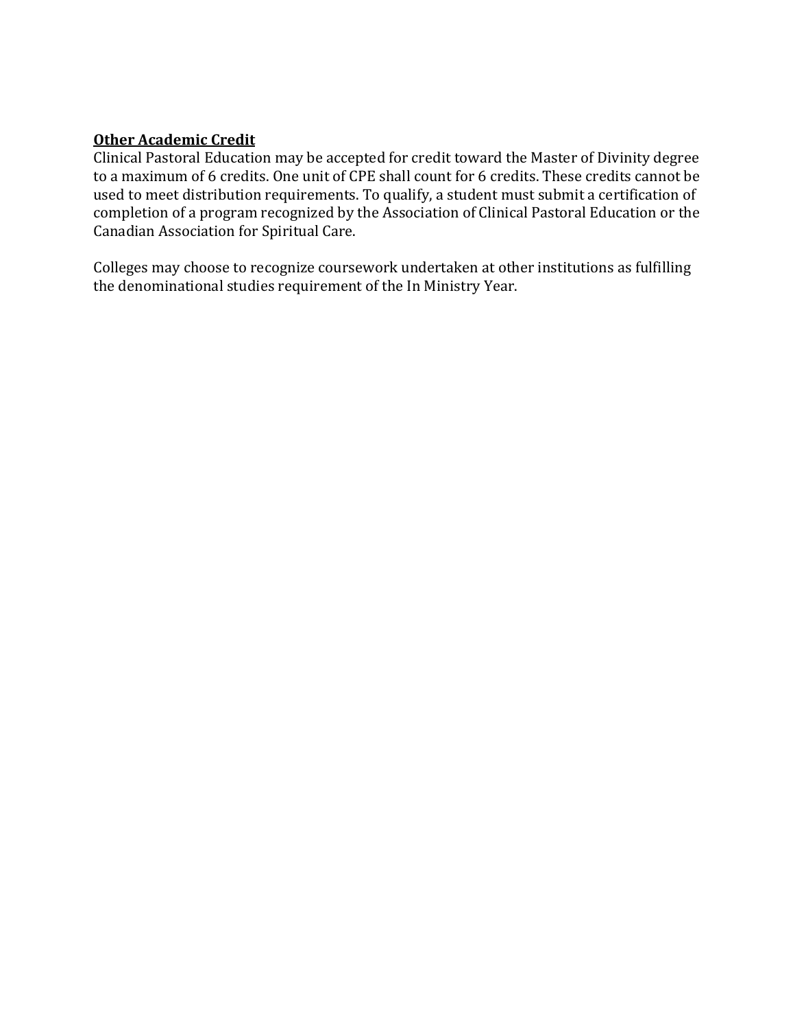**Other Academic Credit**

Clinical Pastoral Education may be accepted for credit toward the Master of Divinity degree to a maximum of 6 credits. One unit of CPE shall count for 6 credits. These credits cannot be used to meet distribution requirements. To qualify, a student must submit a certification of completion of a program recognized by the Association of Clinical Pastoral Education or the Canadian Association for Spiritual Care.

Colleges may choose to recognize coursework undertaken at other institutions as fulfilling the denominational studies requirement of the In Ministry Year.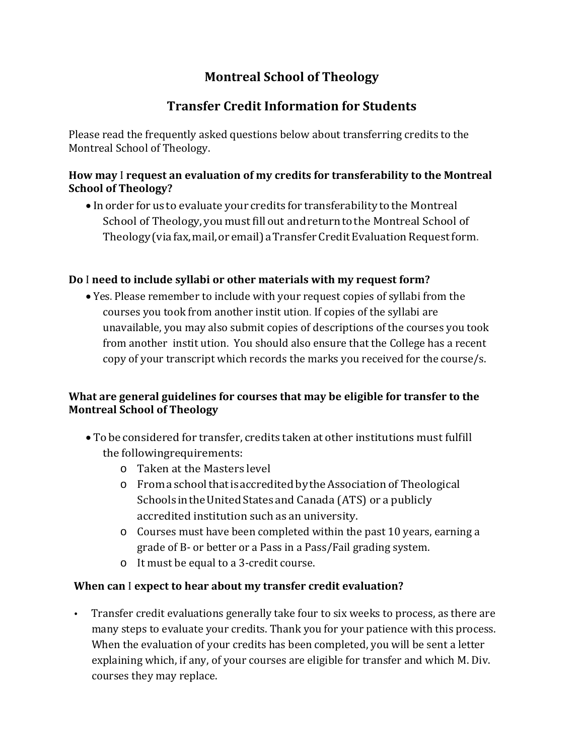# Montreal School of Theology

## Transfer Credit Information for Students

Please read the frequently asked questions below about transferring credits to the Montreal School of Theology.

**How may I request an evaluation of my credits for transferability to the Montreal School of Theology?**

- In order for us to evaluate your credits for transferability to the Montreal School of Theology, you must fill out and return to the Montreal School of Theology (via fax, mail, or email) a Transfer Credit Evaluation Request form.

**Do I need to include syllabi or other materials with my request form?**

- Yes. Please remember to include with your request copies of syllabi from the courses you took from another instit ution. If copies of the syllabi are unavailable, you may also submit copies of descriptions of the courses you took from another instit ution. You should also ensure that the College has a recent copy of your transcript which records the marks you received for the course/s.

**What are general guidelines for courses that may be eligible for transfer to the Montreal School of Theology**

- To be considered for transfer, credits taken at other institutions must fulfill the followingrequirements:
  - Taken at the Masters level
  - From a school that is accredited by the Association of Theological Schools in the United States and Canada (ATS) or a publicly accredited institution such as an university.
  - Courses must have been completed within the past 10 years, earning a grade of B- or better or a Pass in a Pass/Fail grading system.
  - It must be equal to a 3-credit course.

**When can I expect to hear about my transfer credit evaluation?**

- Transfer credit evaluations generally take four to six weeks to process, as there are many steps to evaluate your credits. Thank you for your patience with this process. When the evaluation of your credits has been completed, you will be sent a letter explaining which, if any, of your courses are eligible for transfer and which M. Div. courses they may replace.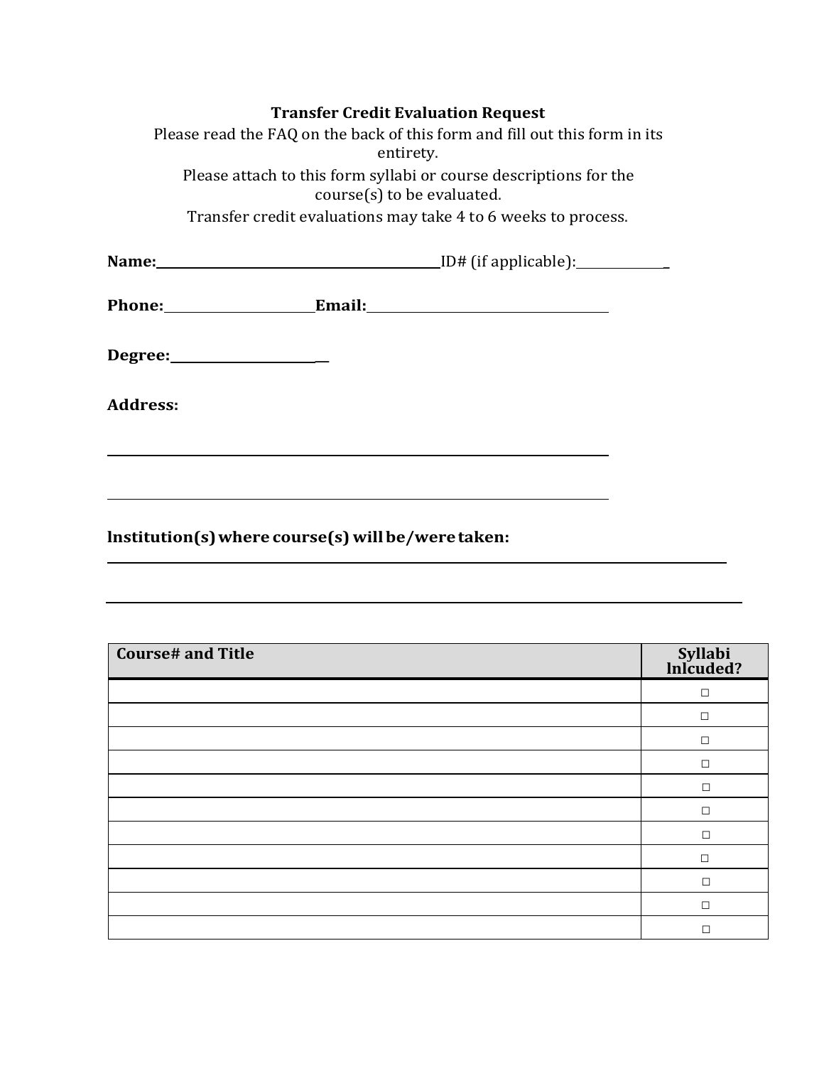**Transfer Credit Evaluation Request**

Please read the FAQ on the back of this form and fill out this form in its entirety.

Please attach to this form syllabi or course descriptions for the course(s) to be evaluated.

Transfer credit evaluations may take 4 to 6 weeks to process.

**Name:**\_\_\_\_\_\_\_\_\_\_\_\_\_\_\_\_\_\_\_\_\_\_\_\_\_\_\_\_\_\_\_\_\_\_\_\_\_\_\_\_ID# (if applicable):\_\_\_\_\_\_\_\_\_\_\_\_\_\_

**Phone:**\_\_\_\_\_\_\_\_\_\_\_\_\_\_\_\_\_\_\_\_\_\_**Email:**\_\_\_\_\_\_\_\_\_\_\_\_\_\_\_\_\_\_\_\_\_\_\_\_\_\_\_\_\_\_\_\_\_\_

**Degree:**\_\_\_\_\_\_\_\_\_\_\_\_\_\_\_\_\_\_\_\_\_\_

**Address:**

\_\_\_\_\_\_\_\_\_\_\_\_\_\_\_\_\_\_\_\_\_\_\_\_\_\_\_\_\_\_\_\_\_\_\_\_\_\_\_\_\_\_\_\_\_\_\_\_\_\_\_\_\_\_\_\_\_\_\_\_\_\_\_\_\_\_\_\_\_\_

\_\_\_\_\_\_\_\_\_\_\_\_\_\_\_\_\_\_\_\_\_\_\_\_\_\_\_\_\_\_\_\_\_\_\_\_\_\_\_\_\_\_\_\_\_\_\_\_\_\_\_\_\_\_\_\_\_\_\_\_\_\_\_\_\_\_\_\_\_\_

**Institution(s) where course(s) will be/were taken:**

\_\_\_\_\_\_\_\_\_\_\_\_\_\_\_\_\_\_\_\_\_\_\_\_\_\_\_\_\_\_\_\_\_\_\_\_\_\_\_\_\_\_\_\_\_\_\_\_\_\_\_\_\_\_\_\_\_\_\_\_\_\_\_\_\_\_\_\_\_\_\_\_\_\_\_\_\_\_\_\_

\_\_\_\_\_\_\_\_\_\_\_\_\_\_\_\_\_\_\_\_\_\_\_\_\_\_\_\_\_\_\_\_\_\_\_\_\_\_\_\_\_\_\_\_\_\_\_\_\_\_\_\_\_\_\_\_\_\_\_\_\_\_\_\_\_\_\_\_\_\_\_\_\_\_\_\_\_\_\_\_

| Course# and Title | Syllabi Inlcuded? |
|---|---|
| | □ |
| | □ |
| | □ |
| | □ |
| | □ |
| | □ |
| | □ |
| | □ |
| | □ |
| | □ |
| | □ |